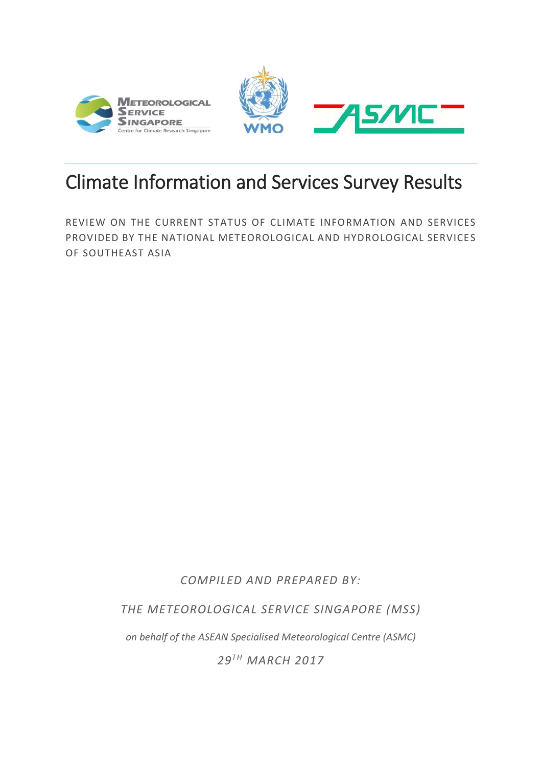# Climate Information and Services Survey Results

REVIEW ON THE CURRENT STATUS OF CLIMATE INFORMATION AND SERVICES PROVIDED BY THE NATIONAL METEOROLOGICAL AND HYDROLOGICAL SERVICES OF SOUTHEAST ASIA

*COMPILED AND PREPARED BY:*

*THE METEOROLOGICAL SERVICE SINGAPORE (MSS)*

*on behalf of the ASEAN Specialised Meteorological Centre (ASMC)*

*29TH MARCH 2017*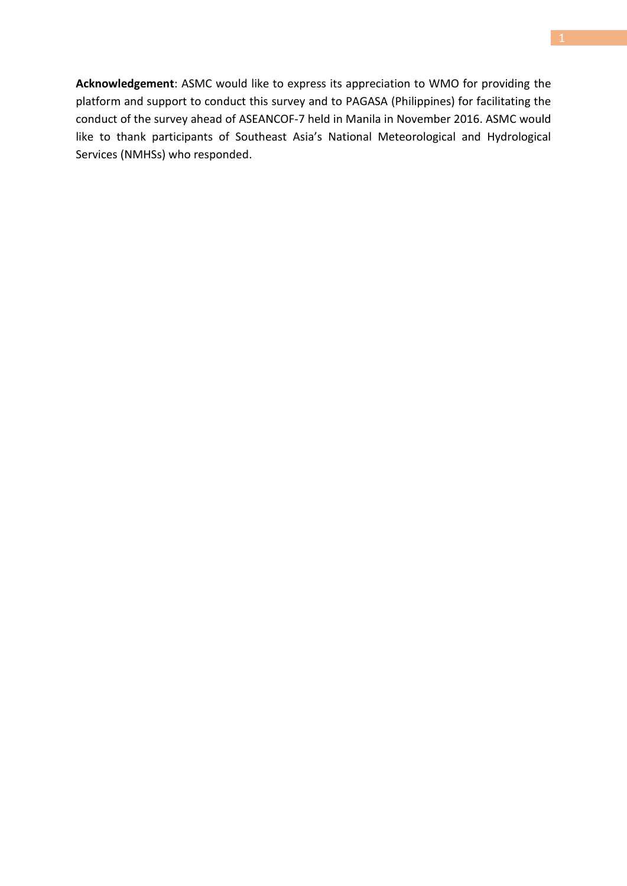**Acknowledgement**: ASMC would like to express its appreciation to WMO for providing the platform and support to conduct this survey and to PAGASA (Philippines) for facilitating the conduct of the survey ahead of ASEANCOF-7 held in Manila in November 2016. ASMC would like to thank participants of Southeast Asia's National Meteorological and Hydrological Services (NMHSs) who responded.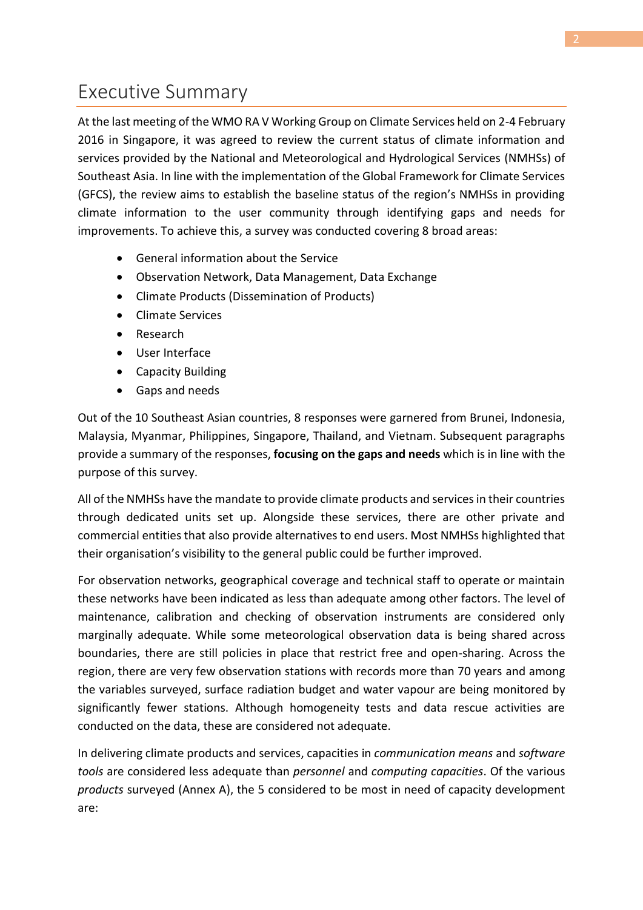# Executive Summary

At the last meeting of the WMO RA V Working Group on Climate Services held on 2-4 February 2016 in Singapore, it was agreed to review the current status of climate information and services provided by the National and Meteorological and Hydrological Services (NMHSs) of Southeast Asia. In line with the implementation of the Global Framework for Climate Services (GFCS), the review aims to establish the baseline status of the region's NMHSs in providing climate information to the user community through identifying gaps and needs for improvements. To achieve this, a survey was conducted covering 8 broad areas:

- General information about the Service
- Observation Network, Data Management, Data Exchange
- Climate Products (Dissemination of Products)
- Climate Services
- Research
- User Interface
- Capacity Building
- Gaps and needs

Out of the 10 Southeast Asian countries, 8 responses were garnered from Brunei, Indonesia, Malaysia, Myanmar, Philippines, Singapore, Thailand, and Vietnam. Subsequent paragraphs provide a summary of the responses, **focusing on the gaps and needs** which is in line with the purpose of this survey.

All of the NMHSs have the mandate to provide climate products and services in their countries through dedicated units set up. Alongside these services, there are other private and commercial entities that also provide alternatives to end users. Most NMHSs highlighted that their organisation's visibility to the general public could be further improved.

For observation networks, geographical coverage and technical staff to operate or maintain these networks have been indicated as less than adequate among other factors. The level of maintenance, calibration and checking of observation instruments are considered only marginally adequate. While some meteorological observation data is being shared across boundaries, there are still policies in place that restrict free and open-sharing. Across the region, there are very few observation stations with records more than 70 years and among the variables surveyed, surface radiation budget and water vapour are being monitored by significantly fewer stations. Although homogeneity tests and data rescue activities are conducted on the data, these are considered not adequate.

In delivering climate products and services, capacities in *communication means* and *software tools* are considered less adequate than *personnel* and *computing capacities*. Of the various *products* surveyed (Annex A), the 5 considered to be most in need of capacity development are: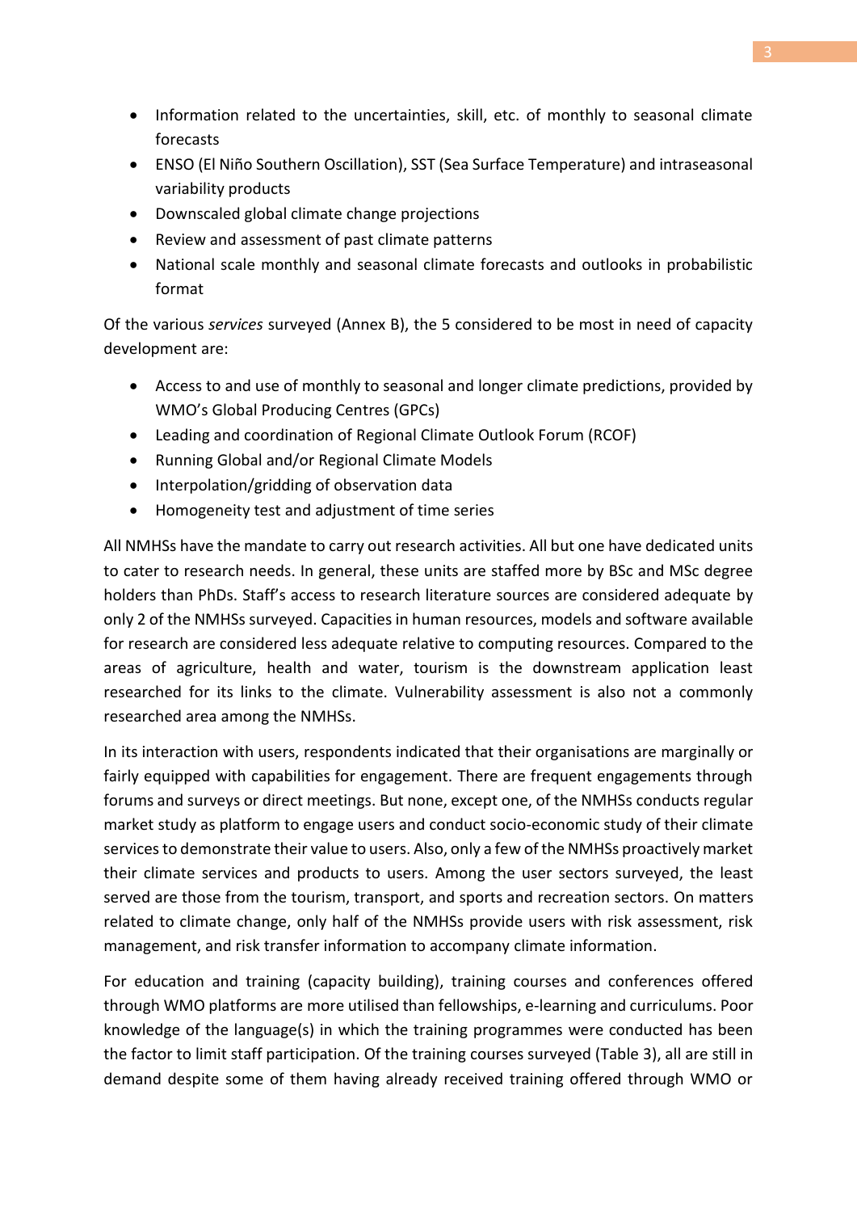- Information related to the uncertainties, skill, etc. of monthly to seasonal climate forecasts
- ENSO (El Niño Southern Oscillation), SST (Sea Surface Temperature) and intraseasonal variability products
- Downscaled global climate change projections
- Review and assessment of past climate patterns
- National scale monthly and seasonal climate forecasts and outlooks in probabilistic format

Of the various *services* surveyed (Annex B), the 5 considered to be most in need of capacity development are:

- Access to and use of monthly to seasonal and longer climate predictions, provided by WMO's Global Producing Centres (GPCs)
- Leading and coordination of Regional Climate Outlook Forum (RCOF)
- Running Global and/or Regional Climate Models
- Interpolation/gridding of observation data
- Homogeneity test and adjustment of time series

All NMHSs have the mandate to carry out research activities. All but one have dedicated units to cater to research needs. In general, these units are staffed more by BSc and MSc degree holders than PhDs. Staff's access to research literature sources are considered adequate by only 2 of the NMHSs surveyed. Capacities in human resources, models and software available for research are considered less adequate relative to computing resources. Compared to the areas of agriculture, health and water, tourism is the downstream application least researched for its links to the climate. Vulnerability assessment is also not a commonly researched area among the NMHSs.

In its interaction with users, respondents indicated that their organisations are marginally or fairly equipped with capabilities for engagement. There are frequent engagements through forums and surveys or direct meetings. But none, except one, of the NMHSs conducts regular market study as platform to engage users and conduct socio-economic study of their climate services to demonstrate their value to users. Also, only a few of the NMHSs proactively market their climate services and products to users. Among the user sectors surveyed, the least served are those from the tourism, transport, and sports and recreation sectors. On matters related to climate change, only half of the NMHSs provide users with risk assessment, risk management, and risk transfer information to accompany climate information.

For education and training (capacity building), training courses and conferences offered through WMO platforms are more utilised than fellowships, e-learning and curriculums. Poor knowledge of the language(s) in which the training programmes were conducted has been the factor to limit staff participation. Of the training courses surveyed (Table 3), all are still in demand despite some of them having already received training offered through WMO or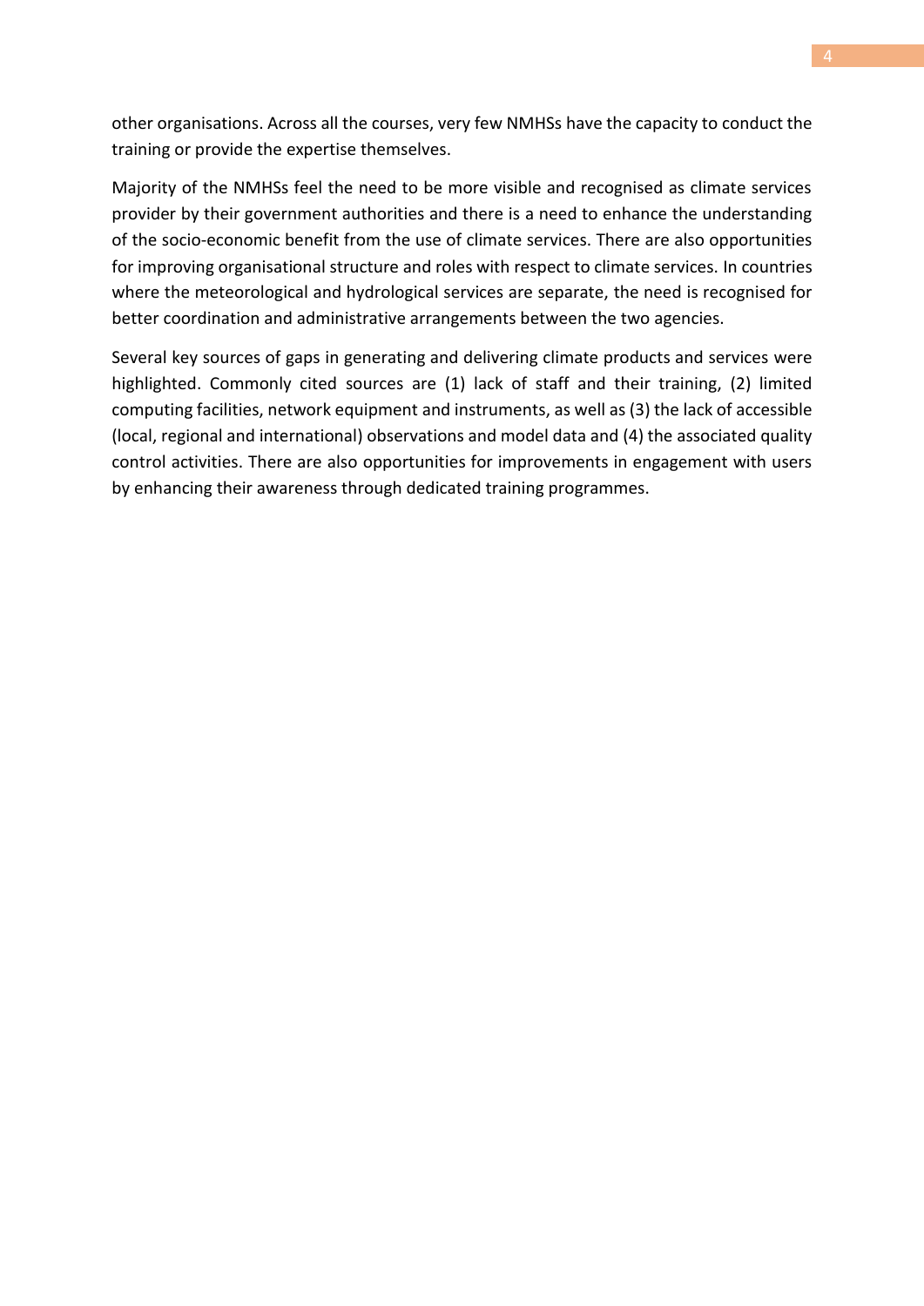other organisations. Across all the courses, very few NMHSs have the capacity to conduct the training or provide the expertise themselves.

Majority of the NMHSs feel the need to be more visible and recognised as climate services provider by their government authorities and there is a need to enhance the understanding of the socio-economic benefit from the use of climate services. There are also opportunities for improving organisational structure and roles with respect to climate services. In countries where the meteorological and hydrological services are separate, the need is recognised for better coordination and administrative arrangements between the two agencies.

Several key sources of gaps in generating and delivering climate products and services were highlighted. Commonly cited sources are (1) lack of staff and their training, (2) limited computing facilities, network equipment and instruments, as well as (3) the lack of accessible (local, regional and international) observations and model data and (4) the associated quality control activities. There are also opportunities for improvements in engagement with users by enhancing their awareness through dedicated training programmes.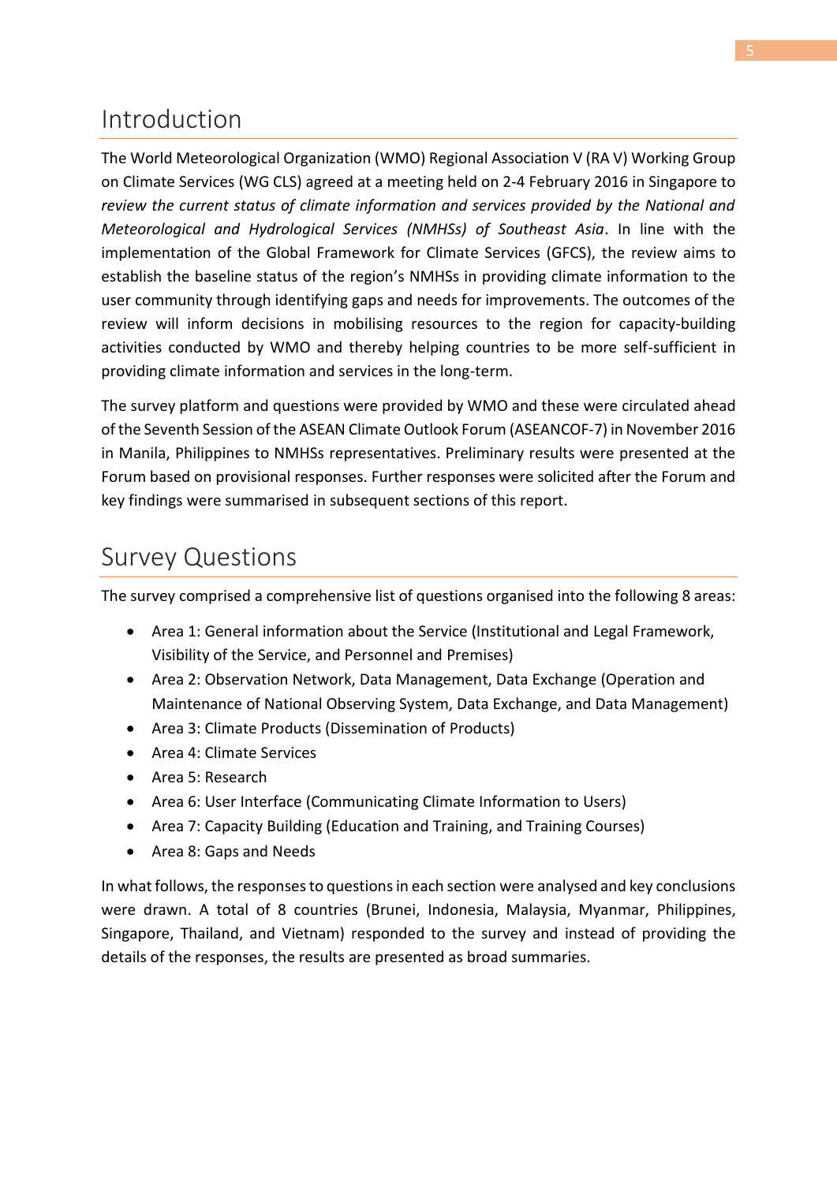## Introduction

The World Meteorological Organization (WMO) Regional Association V (RA V) Working Group on Climate Services (WG CLS) agreed at a meeting held on 2-4 February 2016 in Singapore to *review the current status of climate information and services provided by the National and Meteorological and Hydrological Services (NMHSs) of Southeast Asia*. In line with the implementation of the Global Framework for Climate Services (GFCS), the review aims to establish the baseline status of the region's NMHSs in providing climate information to the user community through identifying gaps and needs for improvements. The outcomes of the review will inform decisions in mobilising resources to the region for capacity-building activities conducted by WMO and thereby helping countries to be more self-sufficient in providing climate information and services in the long-term.

The survey platform and questions were provided by WMO and these were circulated ahead of the Seventh Session of the ASEAN Climate Outlook Forum (ASEANCOF-7) in November 2016 in Manila, Philippines to NMHSs representatives. Preliminary results were presented at the Forum based on provisional responses. Further responses were solicited after the Forum and key findings were summarised in subsequent sections of this report.

## Survey Questions

The survey comprised a comprehensive list of questions organised into the following 8 areas:

- Area 1: General information about the Service (Institutional and Legal Framework, Visibility of the Service, and Personnel and Premises)
- Area 2: Observation Network, Data Management, Data Exchange (Operation and Maintenance of National Observing System, Data Exchange, and Data Management)
- Area 3: Climate Products (Dissemination of Products)
- Area 4: Climate Services
- Area 5: Research
- Area 6: User Interface (Communicating Climate Information to Users)
- Area 7: Capacity Building (Education and Training, and Training Courses)
- Area 8: Gaps and Needs

In what follows, the responses to questions in each section were analysed and key conclusions were drawn. A total of 8 countries (Brunei, Indonesia, Malaysia, Myanmar, Philippines, Singapore, Thailand, and Vietnam) responded to the survey and instead of providing the details of the responses, the results are presented as broad summaries.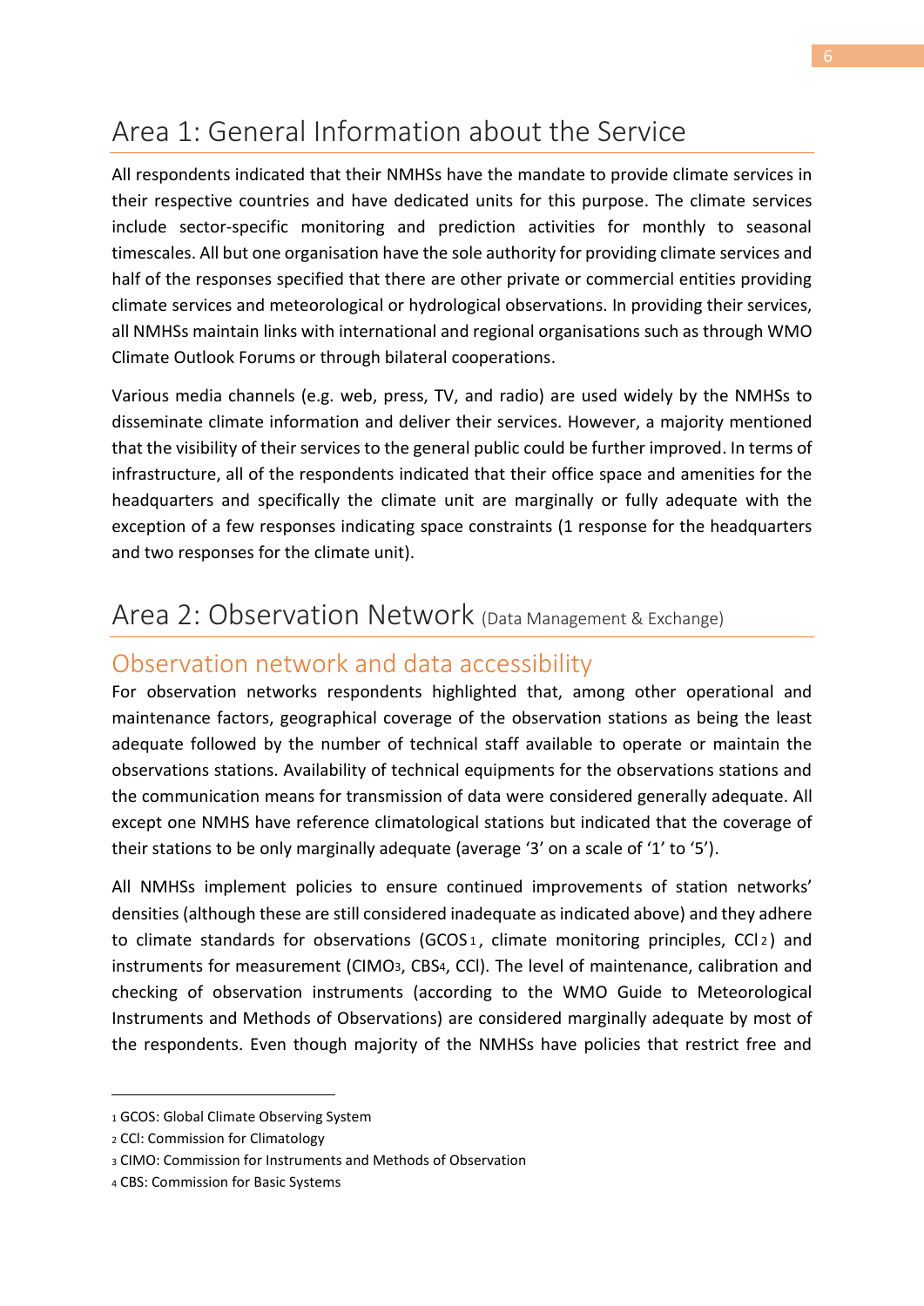# Area 1: General Information about the Service

All respondents indicated that their NMHSs have the mandate to provide climate services in their respective countries and have dedicated units for this purpose. The climate services include sector-specific monitoring and prediction activities for monthly to seasonal timescales. All but one organisation have the sole authority for providing climate services and half of the responses specified that there are other private or commercial entities providing climate services and meteorological or hydrological observations. In providing their services, all NMHSs maintain links with international and regional organisations such as through WMO Climate Outlook Forums or through bilateral cooperations.

Various media channels (e.g. web, press, TV, and radio) are used widely by the NMHSs to disseminate climate information and deliver their services. However, a majority mentioned that the visibility of their services to the general public could be further improved. In terms of infrastructure, all of the respondents indicated that their office space and amenities for the headquarters and specifically the climate unit are marginally or fully adequate with the exception of a few responses indicating space constraints (1 response for the headquarters and two responses for the climate unit).

# Area 2: Observation Network (Data Management & Exchange)

## Observation network and data accessibility

For observation networks respondents highlighted that, among other operational and maintenance factors, geographical coverage of the observation stations as being the least adequate followed by the number of technical staff available to operate or maintain the observations stations. Availability of technical equipments for the observations stations and the communication means for transmission of data were considered generally adequate. All except one NMHS have reference climatological stations but indicated that the coverage of their stations to be only marginally adequate (average '3' on a scale of '1' to '5').

All NMHSs implement policies to ensure continued improvements of station networks' densities (although these are still considered inadequate as indicated above) and they adhere to climate standards for observations (GCOS[1], climate monitoring principles, CCl[2]) and instruments for measurement (CIMO[3], CBS[4], CCl). The level of maintenance, calibration and checking of observation instruments (according to the WMO Guide to Meteorological Instruments and Methods of Observations) are considered marginally adequate by most of the respondents. Even though majority of the NMHSs have policies that restrict free and

[1] GCOS: Global Climate Observing System

[2] CCl: Commission for Climatology

[3] CIMO: Commission for Instruments and Methods of Observation

[4] CBS: Commission for Basic Systems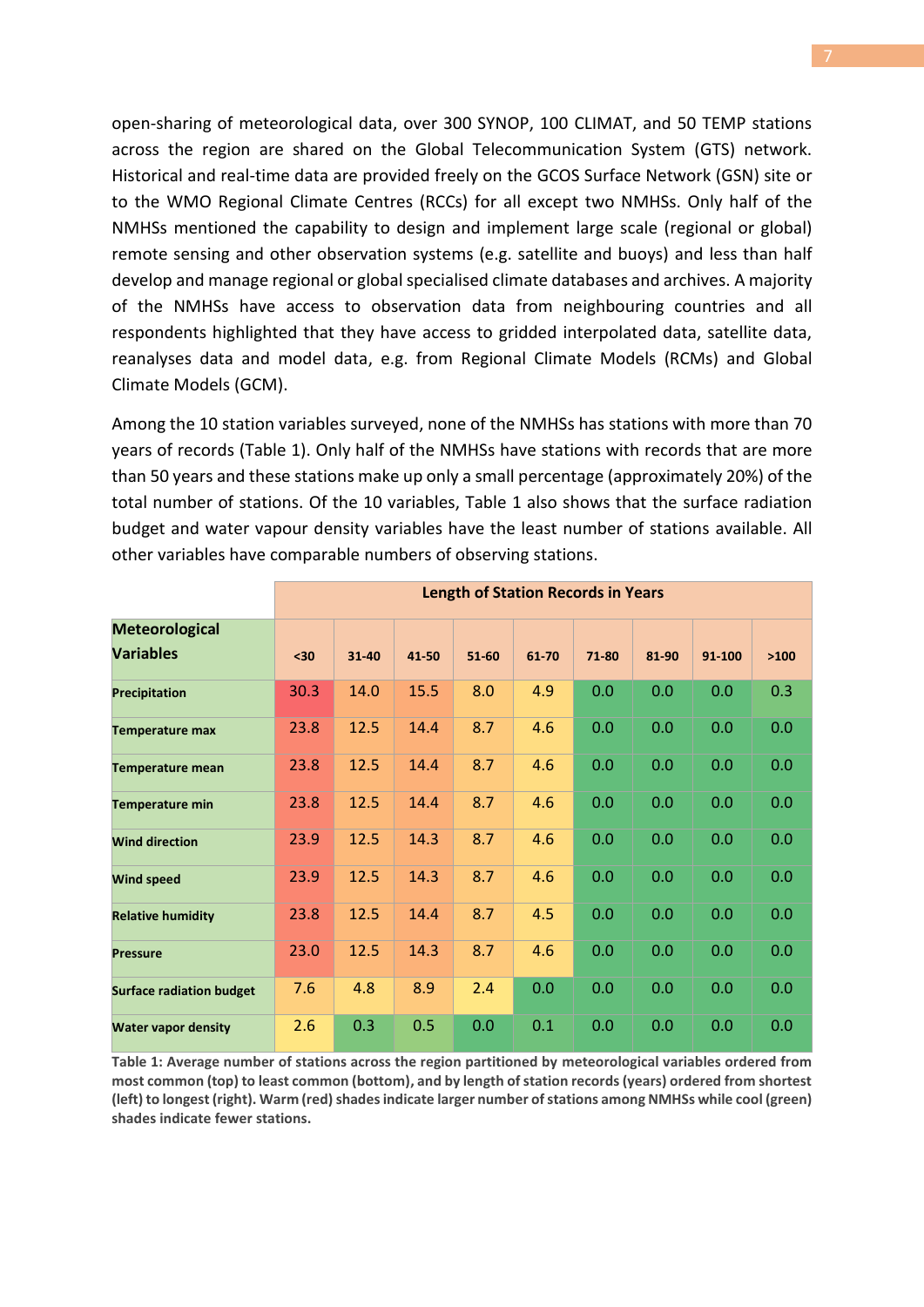open-sharing of meteorological data, over 300 SYNOP, 100 CLIMAT, and 50 TEMP stations across the region are shared on the Global Telecommunication System (GTS) network. Historical and real-time data are provided freely on the GCOS Surface Network (GSN) site or to the WMO Regional Climate Centres (RCCs) for all except two NMHSs. Only half of the NMHSs mentioned the capability to design and implement large scale (regional or global) remote sensing and other observation systems (e.g. satellite and buoys) and less than half develop and manage regional or global specialised climate databases and archives. A majority of the NMHSs have access to observation data from neighbouring countries and all respondents highlighted that they have access to gridded interpolated data, satellite data, reanalyses data and model data, e.g. from Regional Climate Models (RCMs) and Global Climate Models (GCM).

Among the 10 station variables surveyed, none of the NMHSs has stations with more than 70 years of records (Table 1). Only half of the NMHSs have stations with records that are more than 50 years and these stations make up only a small percentage (approximately 20%) of the total number of stations. Of the 10 variables, Table 1 also shows that the surface radiation budget and water vapour density variables have the least number of stations available. All other variables have comparable numbers of observing stations.

| | **Length of Station Records in Years** | | | | | | | | |
|---|---|---|---|---|---|---|---|---|---|
| **Meteorological Variables** | **<30** | **31-40** | **41-50** | **51-60** | **61-70** | **71-80** | **81-90** | **91-100** | **>100** |
| **Precipitation** | 30.3 | 14.0 | 15.5 | 8.0 | 4.9 | 0.0 | 0.0 | 0.0 | 0.3 |
| **Temperature max** | 23.8 | 12.5 | 14.4 | 8.7 | 4.6 | 0.0 | 0.0 | 0.0 | 0.0 |
| **Temperature mean** | 23.8 | 12.5 | 14.4 | 8.7 | 4.6 | 0.0 | 0.0 | 0.0 | 0.0 |
| **Temperature min** | 23.8 | 12.5 | 14.4 | 8.7 | 4.6 | 0.0 | 0.0 | 0.0 | 0.0 |
| **Wind direction** | 23.9 | 12.5 | 14.3 | 8.7 | 4.6 | 0.0 | 0.0 | 0.0 | 0.0 |
| **Wind speed** | 23.9 | 12.5 | 14.3 | 8.7 | 4.6 | 0.0 | 0.0 | 0.0 | 0.0 |
| **Relative humidity** | 23.8 | 12.5 | 14.4 | 8.7 | 4.5 | 0.0 | 0.0 | 0.0 | 0.0 |
| **Pressure** | 23.0 | 12.5 | 14.3 | 8.7 | 4.6 | 0.0 | 0.0 | 0.0 | 0.0 |
| **Surface radiation budget** | 7.6 | 4.8 | 8.9 | 2.4 | 0.0 | 0.0 | 0.0 | 0.0 | 0.0 |
| **Water vapor density** | 2.6 | 0.3 | 0.5 | 0.0 | 0.1 | 0.0 | 0.0 | 0.0 | 0.0 |

**Table 1: Average number of stations across the region partitioned by meteorological variables ordered from most common (top) to least common (bottom), and by length of station records (years) ordered from shortest (left) to longest (right). Warm (red) shades indicate larger number of stations among NMHSs while cool (green) shades indicate fewer stations.**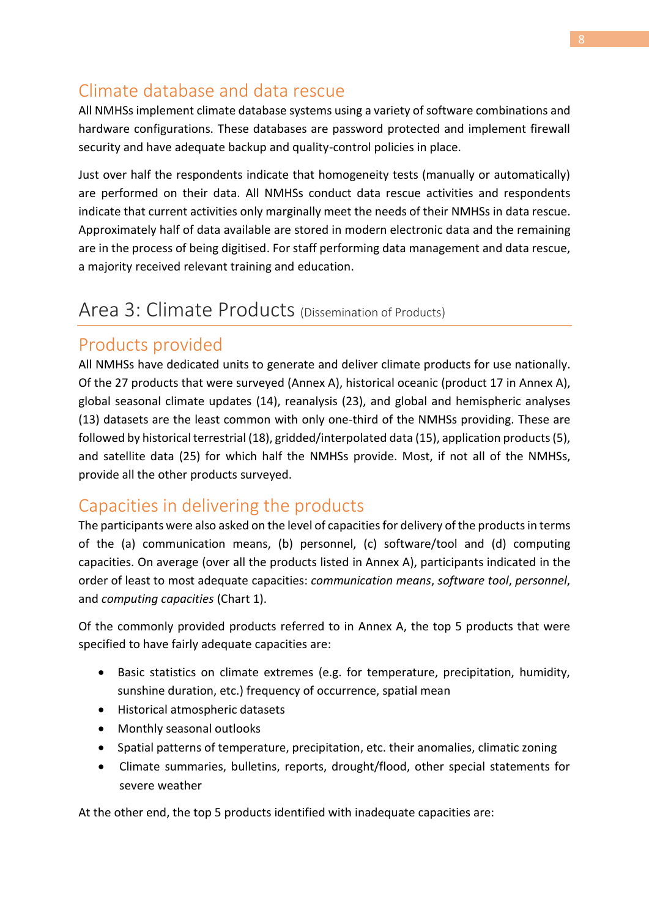## Climate database and data rescue

All NMHSs implement climate database systems using a variety of software combinations and hardware configurations. These databases are password protected and implement firewall security and have adequate backup and quality-control policies in place.

Just over half the respondents indicate that homogeneity tests (manually or automatically) are performed on their data. All NMHSs conduct data rescue activities and respondents indicate that current activities only marginally meet the needs of their NMHSs in data rescue. Approximately half of data available are stored in modern electronic data and the remaining are in the process of being digitised. For staff performing data management and data rescue, a majority received relevant training and education.

# Area 3: Climate Products (Dissemination of Products)

## Products provided

All NMHSs have dedicated units to generate and deliver climate products for use nationally. Of the 27 products that were surveyed (Annex A), historical oceanic (product 17 in Annex A), global seasonal climate updates (14), reanalysis (23), and global and hemispheric analyses (13) datasets are the least common with only one-third of the NMHSs providing. These are followed by historical terrestrial (18), gridded/interpolated data (15), application products (5), and satellite data (25) for which half the NMHSs provide. Most, if not all of the NMHSs, provide all the other products surveyed.

## Capacities in delivering the products

The participants were also asked on the level of capacities for delivery of the products in terms of the (a) communication means, (b) personnel, (c) software/tool and (d) computing capacities. On average (over all the products listed in Annex A), participants indicated in the order of least to most adequate capacities: *communication means*, *software tool*, *personnel*, and *computing capacities* (Chart 1).

Of the commonly provided products referred to in Annex A, the top 5 products that were specified to have fairly adequate capacities are:

- Basic statistics on climate extremes (e.g. for temperature, precipitation, humidity, sunshine duration, etc.) frequency of occurrence, spatial mean
- Historical atmospheric datasets
- Monthly seasonal outlooks
- Spatial patterns of temperature, precipitation, etc. their anomalies, climatic zoning
- Climate summaries, bulletins, reports, drought/flood, other special statements for severe weather

At the other end, the top 5 products identified with inadequate capacities are: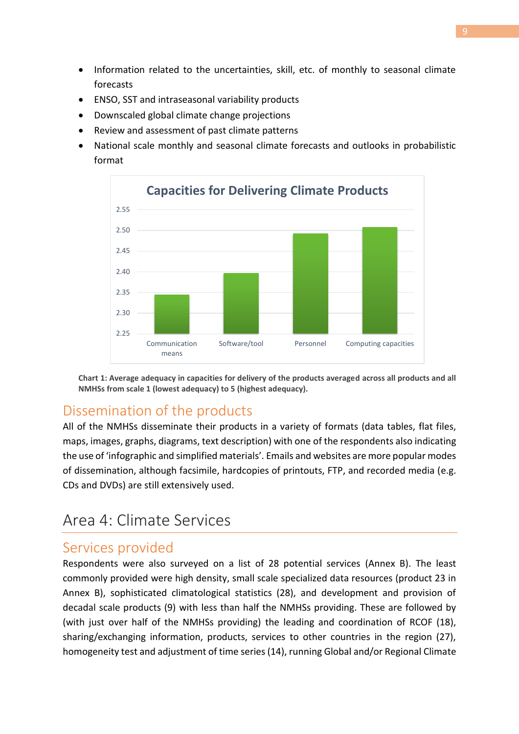- Information related to the uncertainties, skill, etc. of monthly to seasonal climate forecasts
- ENSO, SST and intraseasonal variability products
- Downscaled global climate change projections
- Review and assessment of past climate patterns
- National scale monthly and seasonal climate forecasts and outlooks in probabilistic format

**Capacities for Delivering Climate Products**

| Capacity | Average adequacy (approx.) |
|---|---|
| Communication means | 2.34 |
| Software/tool | 2.40 |
| Personnel | 2.49 |
| Computing capacities | 2.51 |

**Chart 1: Average adequacy in capacities for delivery of the products averaged across all products and all NMHSs from scale 1 (lowest adequacy) to 5 (highest adequacy).**

## Dissemination of the products

All of the NMHSs disseminate their products in a variety of formats (data tables, flat files, maps, images, graphs, diagrams, text description) with one of the respondents also indicating the use of 'infographic and simplified materials'. Emails and websites are more popular modes of dissemination, although facsimile, hardcopies of printouts, FTP, and recorded media (e.g. CDs and DVDs) are still extensively used.

# Area 4: Climate Services

## Services provided

Respondents were also surveyed on a list of 28 potential services (Annex B). The least commonly provided were high density, small scale specialized data resources (product 23 in Annex B), sophisticated climatological statistics (28), and development and provision of decadal scale products (9) with less than half the NMHSs providing. These are followed by (with just over half of the NMHSs providing) the leading and coordination of RCOF (18), sharing/exchanging information, products, services to other countries in the region (27), homogeneity test and adjustment of time series (14), running Global and/or Regional Climate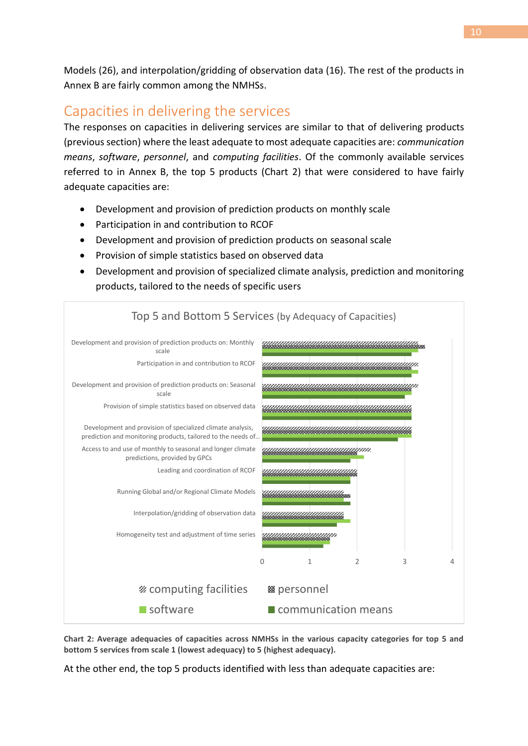Models (26), and interpolation/gridding of observation data (16). The rest of the products in Annex B are fairly common among the NMHSs.

## Capacities in delivering the services

The responses on capacities in delivering services are similar to that of delivering products (previous section) where the least adequate to most adequate capacities are: *communication means*, *software*, *personnel*, and *computing facilities*. Of the commonly available services referred to in Annex B, the top 5 products (Chart 2) that were considered to have fairly adequate capacities are:

- Development and provision of prediction products on monthly scale
- Participation in and contribution to RCOF
- Development and provision of prediction products on seasonal scale
- Provision of simple statistics based on observed data
- Development and provision of specialized climate analysis, prediction and monitoring products, tailored to the needs of specific users

Top 5 and Bottom 5 Services (by Adequacy of Capacities)

Development and provision of prediction products on: Monthly scale
Participation in and contribution to RCOF
Development and provision of prediction products on: Seasonal scale
Provision of simple statistics based on observed data
Development and provision of specialized climate analysis, prediction and monitoring products, tailored to the needs of...
Access to and use of monthly to seasonal and longer climate predictions, provided by GPCs
Leading and coordination of RCOF
Running Global and/or Regional Climate Models
Interpolation/gridding of observation data
Homogeneity test and adjustment of time series

0 1 2 3 4

computing facilities, personnel, software, communication means

**Chart 2: Average adequacies of capacities across NMHSs in the various capacity categories for top 5 and bottom 5 services from scale 1 (lowest adequacy) to 5 (highest adequacy).**

At the other end, the top 5 products identified with less than adequate capacities are: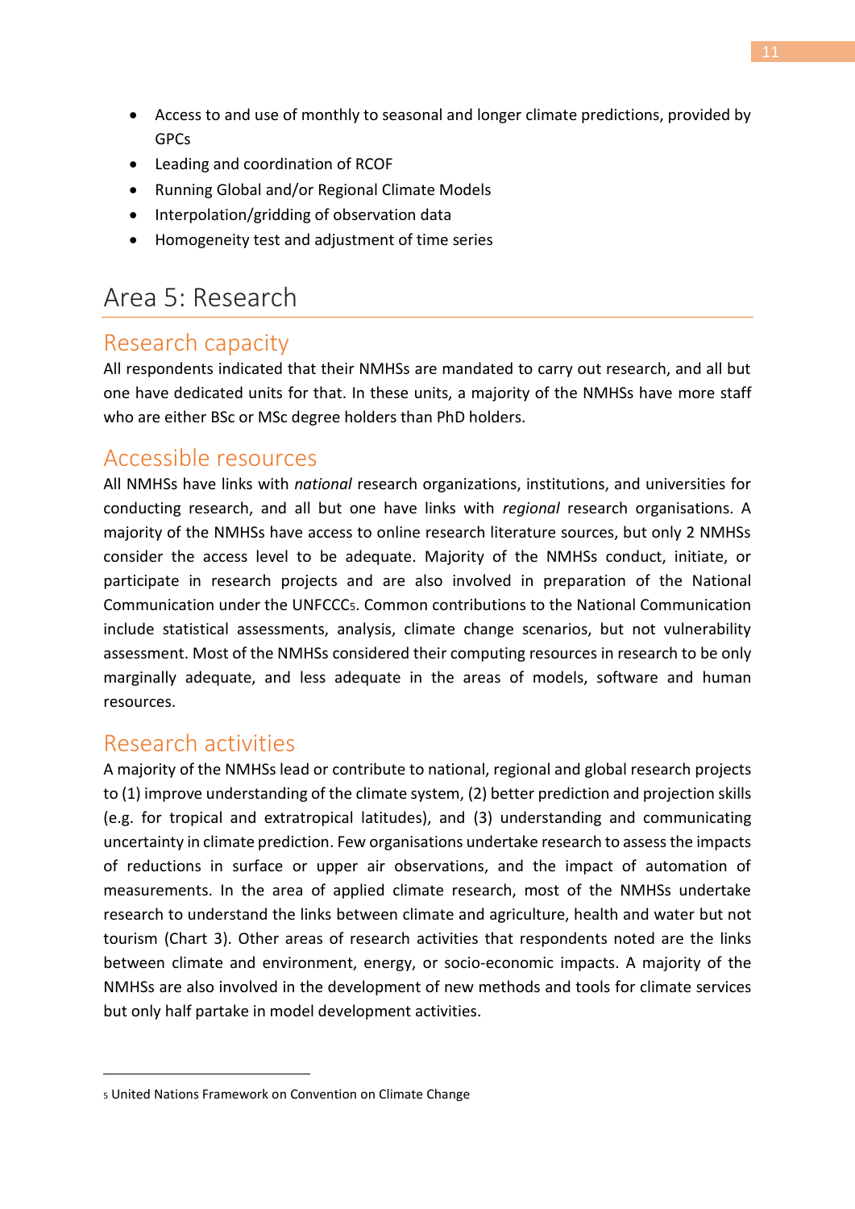- Access to and use of monthly to seasonal and longer climate predictions, provided by GPCs
- Leading and coordination of RCOF
- Running Global and/or Regional Climate Models
- Interpolation/gridding of observation data
- Homogeneity test and adjustment of time series

## Area 5: Research

### Research capacity

All respondents indicated that their NMHSs are mandated to carry out research, and all but one have dedicated units for that. In these units, a majority of the NMHSs have more staff who are either BSc or MSc degree holders than PhD holders.

### Accessible resources

All NMHSs have links with *national* research organizations, institutions, and universities for conducting research, and all but one have links with *regional* research organisations. A majority of the NMHSs have access to online research literature sources, but only 2 NMHSs consider the access level to be adequate. Majority of the NMHSs conduct, initiate, or participate in research projects and are also involved in preparation of the National Communication under the UNFCCC[5]. Common contributions to the National Communication include statistical assessments, analysis, climate change scenarios, but not vulnerability assessment. Most of the NMHSs considered their computing resources in research to be only marginally adequate, and less adequate in the areas of models, software and human resources.

### Research activities

A majority of the NMHSs lead or contribute to national, regional and global research projects to (1) improve understanding of the climate system, (2) better prediction and projection skills (e.g. for tropical and extratropical latitudes), and (3) understanding and communicating uncertainty in climate prediction. Few organisations undertake research to assess the impacts of reductions in surface or upper air observations, and the impact of automation of measurements. In the area of applied climate research, most of the NMHSs undertake research to understand the links between climate and agriculture, health and water but not tourism (Chart 3). Other areas of research activities that respondents noted are the links between climate and environment, energy, or socio-economic impacts. A majority of the NMHSs are also involved in the development of new methods and tools for climate services but only half partake in model development activities.

---

[5] United Nations Framework on Convention on Climate Change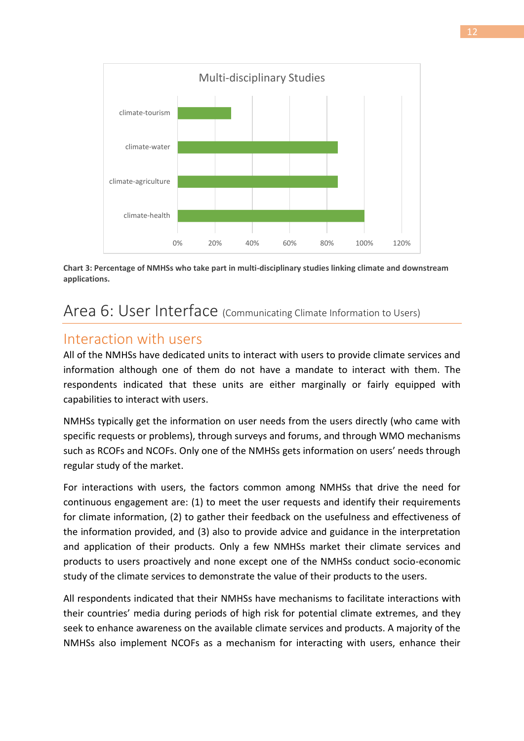Multi-disciplinary Studies

| Study | Percentage |
| --- | --- |
| climate-tourism | ~29% |
| climate-water | ~86% |
| climate-agriculture | ~86% |
| climate-health | 100% |

**Chart 3: Percentage of NMHSs who take part in multi-disciplinary studies linking climate and downstream applications.**

# Area 6: User Interface (Communicating Climate Information to Users)

## Interaction with users

All of the NMHSs have dedicated units to interact with users to provide climate services and information although one of them do not have a mandate to interact with them. The respondents indicated that these units are either marginally or fairly equipped with capabilities to interact with users.

NMHSs typically get the information on user needs from the users directly (who came with specific requests or problems), through surveys and forums, and through WMO mechanisms such as RCOFs and NCOFs. Only one of the NMHSs gets information on users' needs through regular study of the market.

For interactions with users, the factors common among NMHSs that drive the need for continuous engagement are: (1) to meet the user requests and identify their requirements for climate information, (2) to gather their feedback on the usefulness and effectiveness of the information provided, and (3) also to provide advice and guidance in the interpretation and application of their products. Only a few NMHSs market their climate services and products to users proactively and none except one of the NMHSs conduct socio-economic study of the climate services to demonstrate the value of their products to the users.

All respondents indicated that their NMHSs have mechanisms to facilitate interactions with their countries' media during periods of high risk for potential climate extremes, and they seek to enhance awareness on the available climate services and products. A majority of the NMHSs also implement NCOFs as a mechanism for interacting with users, enhance their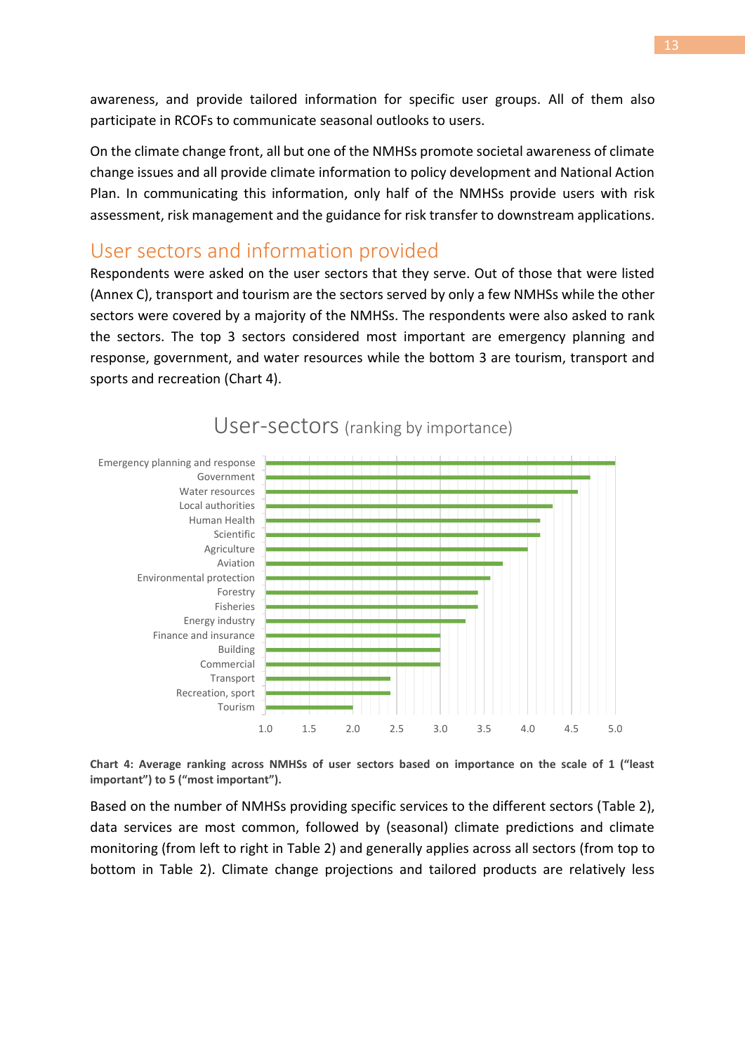awareness, and provide tailored information for specific user groups. All of them also participate in RCOFs to communicate seasonal outlooks to users.

On the climate change front, all but one of the NMHSs promote societal awareness of climate change issues and all provide climate information to policy development and National Action Plan. In communicating this information, only half of the NMHSs provide users with risk assessment, risk management and the guidance for risk transfer to downstream applications.

## User sectors and information provided

Respondents were asked on the user sectors that they serve. Out of those that were listed (Annex C), transport and tourism are the sectors served by only a few NMHSs while the other sectors were covered by a majority of the NMHSs. The respondents were also asked to rank the sectors. The top 3 sectors considered most important are emergency planning and response, government, and water resources while the bottom 3 are tourism, transport and sports and recreation (Chart 4).

User-sectors (ranking by importance)

| Sector | Average ranking (approx.) |
| --- | --- |
| Emergency planning and response | 5.0 |
| Government | 4.7 |
| Water resources | 4.57 |
| Local authorities | 4.29 |
| Human Health | 4.14 |
| Scientific | 4.14 |
| Agriculture | 4.0 |
| Aviation | 3.71 |
| Environmental protection | 3.57 |
| Forestry | 3.43 |
| Fisheries | 3.43 |
| Energy industry | 3.29 |
| Finance and insurance | 3.0 |
| Building | 3.0 |
| Commercial | 3.0 |
| Transport | 2.43 |
| Recreation, sport | 2.43 |
| Tourism | 2.0 |

**Chart 4: Average ranking across NMHSs of user sectors based on importance on the scale of 1 ("least important") to 5 ("most important").**

Based on the number of NMHSs providing specific services to the different sectors (Table 2), data services are most common, followed by (seasonal) climate predictions and climate monitoring (from left to right in Table 2) and generally applies across all sectors (from top to bottom in Table 2). Climate change projections and tailored products are relatively less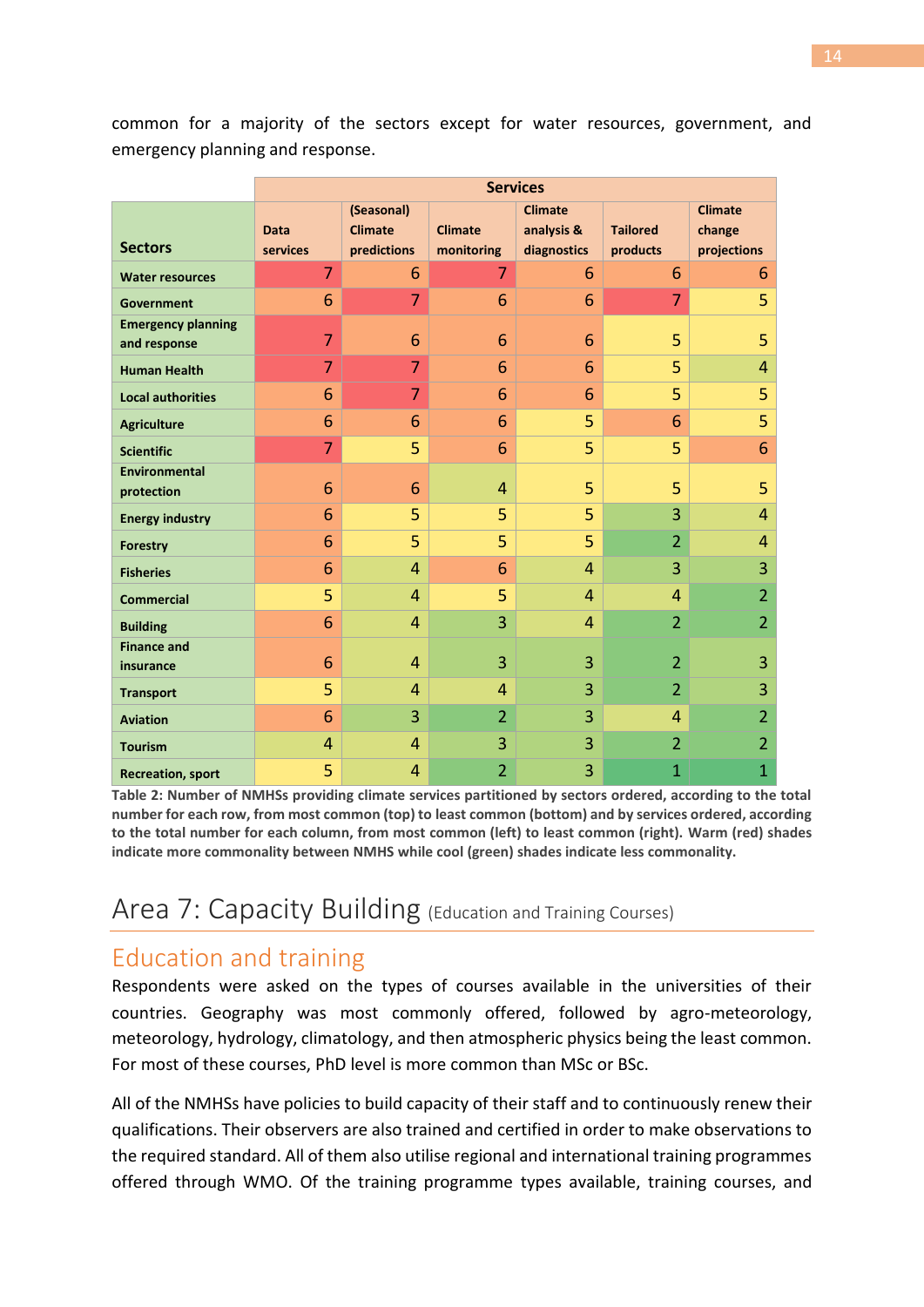common for a majority of the sectors except for water resources, government, and emergency planning and response.

| Sectors | Services | | | | | |
|---|---|---|---|---|---|---|
| | Data services | (Seasonal) Climate predictions | Climate monitoring | Climate analysis & diagnostics | Tailored products | Climate change projections |
| Water resources | 7 | 6 | 7 | 6 | 6 | 6 |
| Government | 6 | 7 | 6 | 6 | 7 | 5 |
| Emergency planning and response | 7 | 6 | 6 | 6 | 5 | 5 |
| Human Health | 7 | 7 | 6 | 6 | 5 | 4 |
| Local authorities | 6 | 7 | 6 | 6 | 5 | 5 |
| Agriculture | 6 | 6 | 6 | 5 | 6 | 5 |
| Scientific | 7 | 5 | 6 | 5 | 5 | 6 |
| Environmental protection | 6 | 6 | 4 | 5 | 5 | 5 |
| Energy industry | 6 | 5 | 5 | 5 | 3 | 4 |
| Forestry | 6 | 5 | 5 | 5 | 2 | 4 |
| Fisheries | 6 | 4 | 6 | 4 | 3 | 3 |
| Commercial | 5 | 4 | 5 | 4 | 4 | 2 |
| Building | 6 | 4 | 3 | 4 | 2 | 2 |
| Finance and insurance | 6 | 4 | 3 | 3 | 2 | 3 |
| Transport | 5 | 4 | 4 | 3 | 2 | 3 |
| Aviation | 6 | 3 | 2 | 3 | 4 | 2 |
| Tourism | 4 | 4 | 3 | 3 | 2 | 2 |
| Recreation, sport | 5 | 4 | 2 | 3 | 1 | 1 |

**Table 2: Number of NMHSs providing climate services partitioned by sectors ordered, according to the total number for each row, from most common (top) to least common (bottom) and by services ordered, according to the total number for each column, from most common (left) to least common (right). Warm (red) shades indicate more commonality between NMHS while cool (green) shades indicate less commonality.**

# Area 7: Capacity Building (Education and Training Courses)

## Education and training

Respondents were asked on the types of courses available in the universities of their countries. Geography was most commonly offered, followed by agro-meteorology, meteorology, hydrology, climatology, and then atmospheric physics being the least common. For most of these courses, PhD level is more common than MSc or BSc.

All of the NMHSs have policies to build capacity of their staff and to continuously renew their qualifications. Their observers are also trained and certified in order to make observations to the required standard. All of them also utilise regional and international training programmes offered through WMO. Of the training programme types available, training courses, and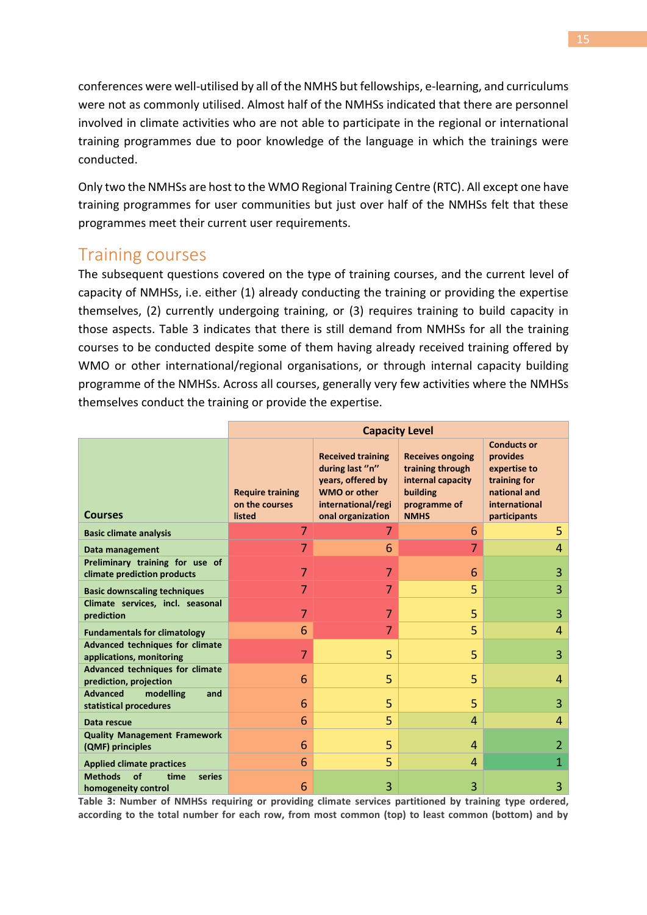conferences were well-utilised by all of the NMHS but fellowships, e-learning, and curriculums were not as commonly utilised. Almost half of the NMHSs indicated that there are personnel involved in climate activities who are not able to participate in the regional or international training programmes due to poor knowledge of the language in which the trainings were conducted.

Only two the NMHSs are host to the WMO Regional Training Centre (RTC). All except one have training programmes for user communities but just over half of the NMHSs felt that these programmes meet their current user requirements.

## Training courses

The subsequent questions covered on the type of training courses, and the current level of capacity of NMHSs, i.e. either (1) already conducting the training or providing the expertise themselves, (2) currently undergoing training, or (3) requires training to build capacity in those aspects. Table 3 indicates that there is still demand from NMHSs for all the training courses to be conducted despite some of them having already received training offered by WMO or other international/regional organisations, or through internal capacity building programme of the NMHSs. Across all courses, generally very few activities where the NMHSs themselves conduct the training or provide the expertise.

| | Capacity Level | | | |
|---|---|---|---|---|
| **Courses** | **Require training on the courses listed** | **Received training during last "n" years, offered by WMO or other international/regional organization** | **Receives ongoing training through internal capacity building programme of NMHS** | **Conducts or provides expertise to training for national and international participants** |
| **Basic climate analysis** | 7 | 7 | 6 | 5 |
| **Data management** | 7 | 6 | 7 | 4 |
| **Preliminary training for use of climate prediction products** | 7 | 7 | 6 | 3 |
| **Basic downscaling techniques** | 7 | 7 | 5 | 3 |
| **Climate services, incl. seasonal prediction** | 7 | 7 | 5 | 3 |
| **Fundamentals for climatology** | 6 | 7 | 5 | 4 |
| **Advanced techniques for climate applications, monitoring** | 7 | 5 | 5 | 3 |
| **Advanced techniques for climate prediction, projection** | 6 | 5 | 5 | 4 |
| **Advanced modelling and statistical procedures** | 6 | 5 | 5 | 3 |
| **Data rescue** | 6 | 5 | 4 | 4 |
| **Quality Management Framework (QMF) principles** | 6 | 5 | 4 | 2 |
| **Applied climate practices** | 6 | 5 | 4 | 1 |
| **Methods of time series homogeneity control** | 6 | 3 | 3 | 3 |

**Table 3: Number of NMHSs requiring or providing climate services partitioned by training type ordered, according to the total number for each row, from most common (top) to least common (bottom) and by**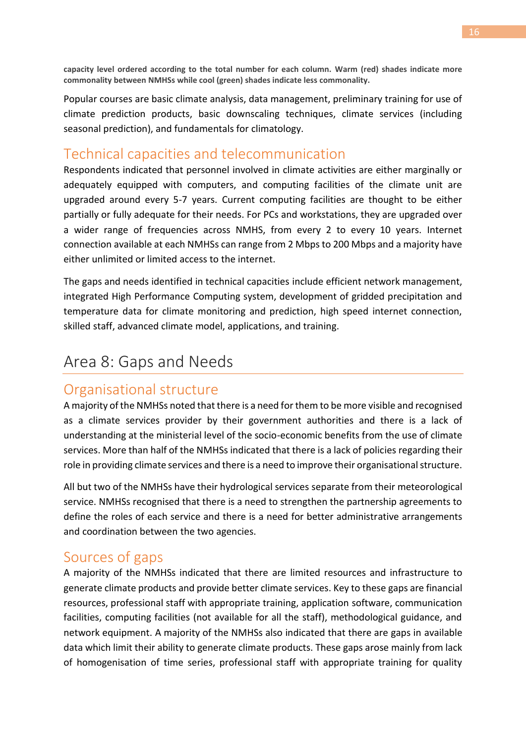**capacity level ordered according to the total number for each column. Warm (red) shades indicate more commonality between NMHSs while cool (green) shades indicate less commonality.**

Popular courses are basic climate analysis, data management, preliminary training for use of climate prediction products, basic downscaling techniques, climate services (including seasonal prediction), and fundamentals for climatology.

## Technical capacities and telecommunication

Respondents indicated that personnel involved in climate activities are either marginally or adequately equipped with computers, and computing facilities of the climate unit are upgraded around every 5-7 years. Current computing facilities are thought to be either partially or fully adequate for their needs. For PCs and workstations, they are upgraded over a wider range of frequencies across NMHS, from every 2 to every 10 years. Internet connection available at each NMHSs can range from 2 Mbps to 200 Mbps and a majority have either unlimited or limited access to the internet.

The gaps and needs identified in technical capacities include efficient network management, integrated High Performance Computing system, development of gridded precipitation and temperature data for climate monitoring and prediction, high speed internet connection, skilled staff, advanced climate model, applications, and training.

# Area 8: Gaps and Needs

## Organisational structure

A majority of the NMHSs noted that there is a need for them to be more visible and recognised as a climate services provider by their government authorities and there is a lack of understanding at the ministerial level of the socio-economic benefits from the use of climate services. More than half of the NMHSs indicated that there is a lack of policies regarding their role in providing climate services and there is a need to improve their organisational structure.

All but two of the NMHSs have their hydrological services separate from their meteorological service. NMHSs recognised that there is a need to strengthen the partnership agreements to define the roles of each service and there is a need for better administrative arrangements and coordination between the two agencies.

## Sources of gaps

A majority of the NMHSs indicated that there are limited resources and infrastructure to generate climate products and provide better climate services. Key to these gaps are financial resources, professional staff with appropriate training, application software, communication facilities, computing facilities (not available for all the staff), methodological guidance, and network equipment. A majority of the NMHSs also indicated that there are gaps in available data which limit their ability to generate climate products. These gaps arose mainly from lack of homogenisation of time series, professional staff with appropriate training for quality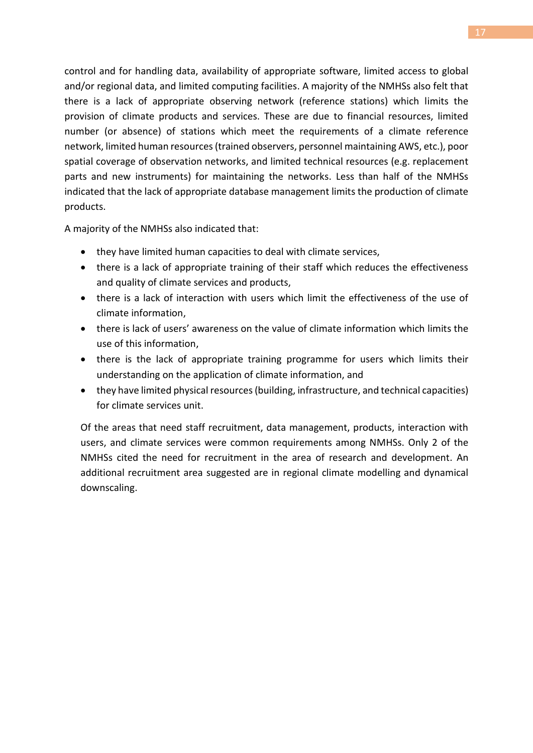control and for handling data, availability of appropriate software, limited access to global and/or regional data, and limited computing facilities. A majority of the NMHSs also felt that there is a lack of appropriate observing network (reference stations) which limits the provision of climate products and services. These are due to financial resources, limited number (or absence) of stations which meet the requirements of a climate reference network, limited human resources (trained observers, personnel maintaining AWS, etc.), poor spatial coverage of observation networks, and limited technical resources (e.g. replacement parts and new instruments) for maintaining the networks. Less than half of the NMHSs indicated that the lack of appropriate database management limits the production of climate products.

A majority of the NMHSs also indicated that:

- they have limited human capacities to deal with climate services,
- there is a lack of appropriate training of their staff which reduces the effectiveness and quality of climate services and products,
- there is a lack of interaction with users which limit the effectiveness of the use of climate information,
- there is lack of users' awareness on the value of climate information which limits the use of this information,
- there is the lack of appropriate training programme for users which limits their understanding on the application of climate information, and
- they have limited physical resources (building, infrastructure, and technical capacities) for climate services unit.

Of the areas that need staff recruitment, data management, products, interaction with users, and climate services were common requirements among NMHSs. Only 2 of the NMHSs cited the need for recruitment in the area of research and development. An additional recruitment area suggested are in regional climate modelling and dynamical downscaling.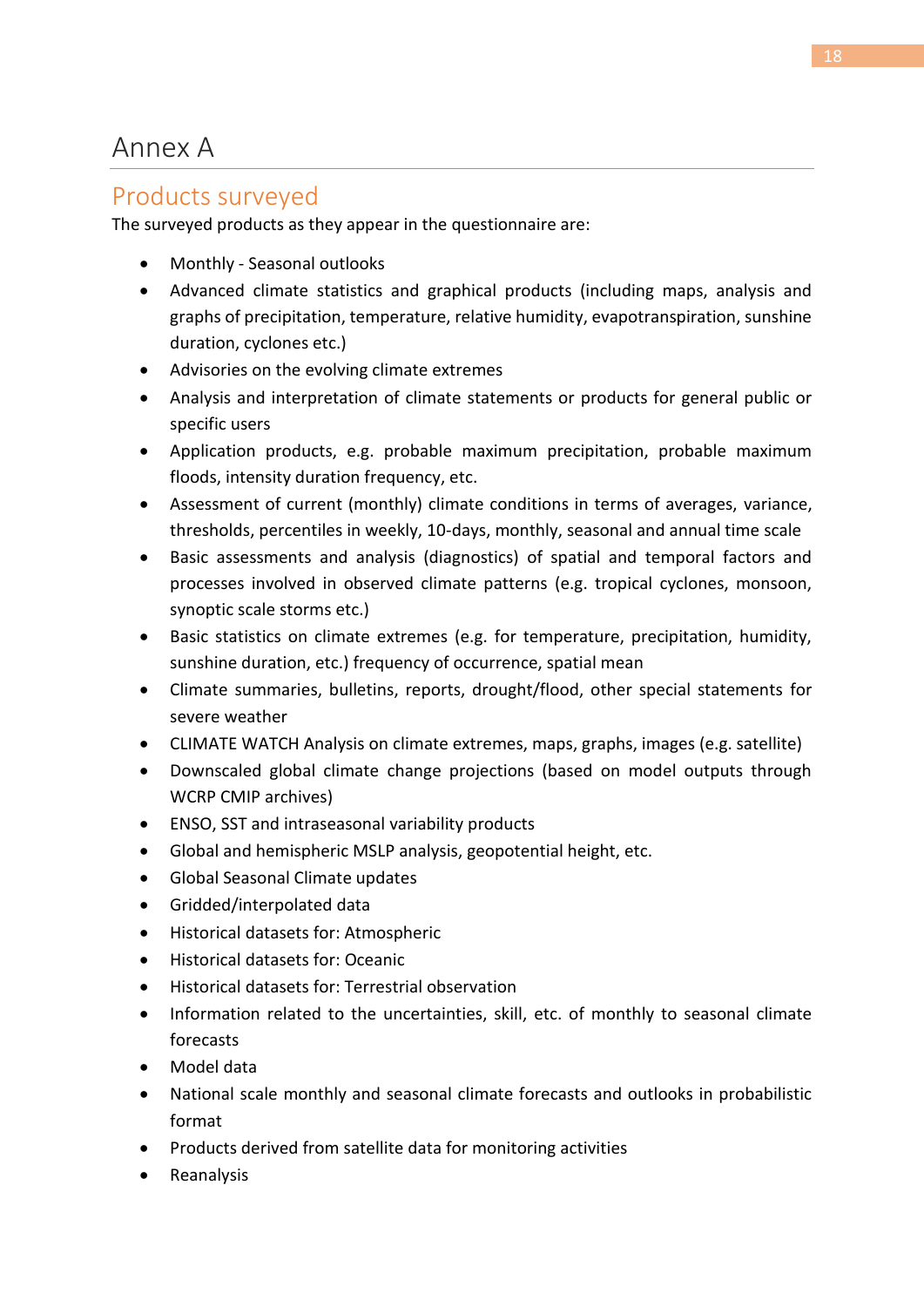# Annex A

## Products surveyed

The surveyed products as they appear in the questionnaire are:

- Monthly - Seasonal outlooks
- Advanced climate statistics and graphical products (including maps, analysis and graphs of precipitation, temperature, relative humidity, evapotranspiration, sunshine duration, cyclones etc.)
- Advisories on the evolving climate extremes
- Analysis and interpretation of climate statements or products for general public or specific users
- Application products, e.g. probable maximum precipitation, probable maximum floods, intensity duration frequency, etc.
- Assessment of current (monthly) climate conditions in terms of averages, variance, thresholds, percentiles in weekly, 10-days, monthly, seasonal and annual time scale
- Basic assessments and analysis (diagnostics) of spatial and temporal factors and processes involved in observed climate patterns (e.g. tropical cyclones, monsoon, synoptic scale storms etc.)
- Basic statistics on climate extremes (e.g. for temperature, precipitation, humidity, sunshine duration, etc.) frequency of occurrence, spatial mean
- Climate summaries, bulletins, reports, drought/flood, other special statements for severe weather
- CLIMATE WATCH Analysis on climate extremes, maps, graphs, images (e.g. satellite)
- Downscaled global climate change projections (based on model outputs through WCRP CMIP archives)
- ENSO, SST and intraseasonal variability products
- Global and hemispheric MSLP analysis, geopotential height, etc.
- Global Seasonal Climate updates
- Gridded/interpolated data
- Historical datasets for: Atmospheric
- Historical datasets for: Oceanic
- Historical datasets for: Terrestrial observation
- Information related to the uncertainties, skill, etc. of monthly to seasonal climate forecasts
- Model data
- National scale monthly and seasonal climate forecasts and outlooks in probabilistic format
- Products derived from satellite data for monitoring activities
- Reanalysis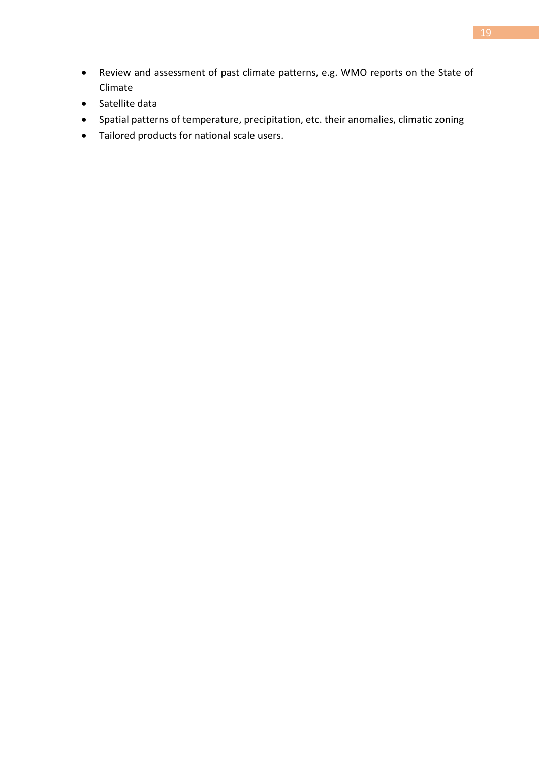- Review and assessment of past climate patterns, e.g. WMO reports on the State of Climate
- Satellite data
- Spatial patterns of temperature, precipitation, etc. their anomalies, climatic zoning
- Tailored products for national scale users.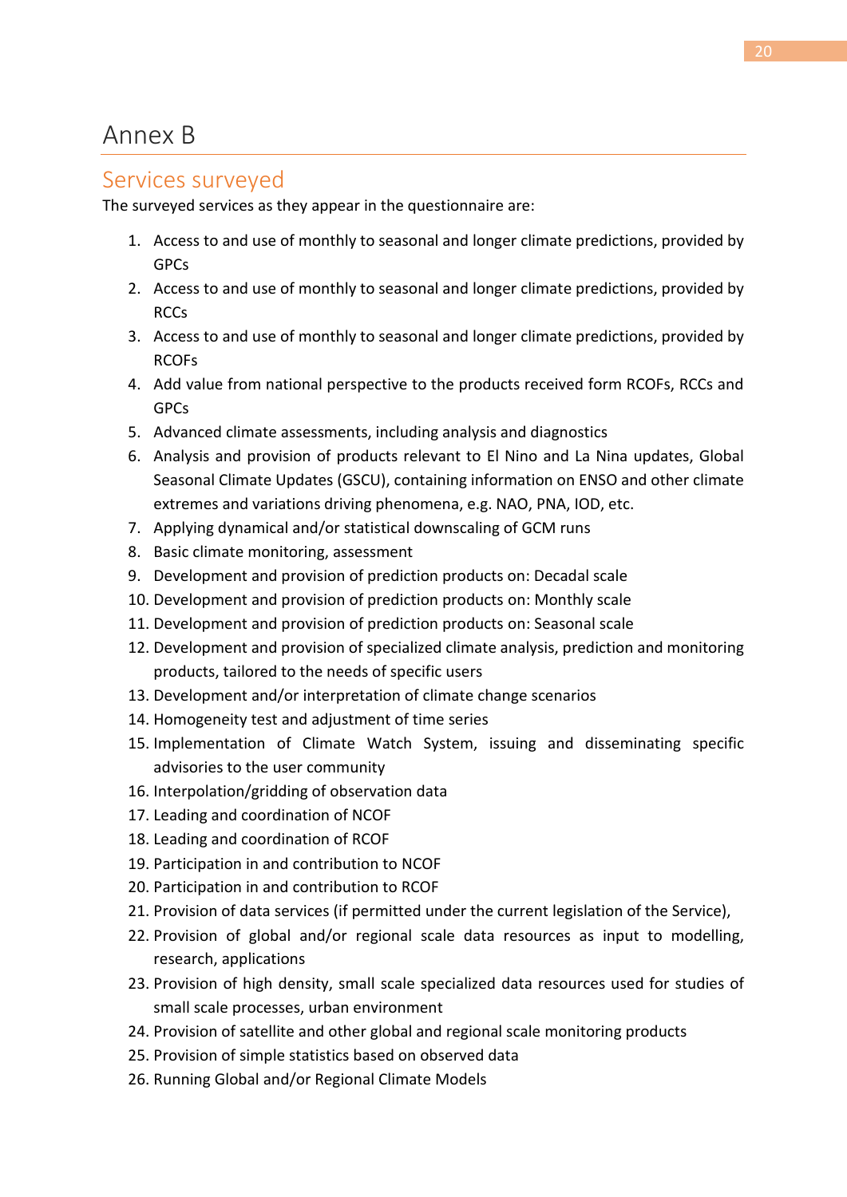# Annex B

## Services surveyed

The surveyed services as they appear in the questionnaire are:

1. Access to and use of monthly to seasonal and longer climate predictions, provided by GPCs
2. Access to and use of monthly to seasonal and longer climate predictions, provided by RCCs
3. Access to and use of monthly to seasonal and longer climate predictions, provided by RCOFs
4. Add value from national perspective to the products received form RCOFs, RCCs and GPCs
5. Advanced climate assessments, including analysis and diagnostics
6. Analysis and provision of products relevant to El Nino and La Nina updates, Global Seasonal Climate Updates (GSCU), containing information on ENSO and other climate extremes and variations driving phenomena, e.g. NAO, PNA, IOD, etc.
7. Applying dynamical and/or statistical downscaling of GCM runs
8. Basic climate monitoring, assessment
9. Development and provision of prediction products on: Decadal scale
10. Development and provision of prediction products on: Monthly scale
11. Development and provision of prediction products on: Seasonal scale
12. Development and provision of specialized climate analysis, prediction and monitoring products, tailored to the needs of specific users
13. Development and/or interpretation of climate change scenarios
14. Homogeneity test and adjustment of time series
15. Implementation of Climate Watch System, issuing and disseminating specific advisories to the user community
16. Interpolation/gridding of observation data
17. Leading and coordination of NCOF
18. Leading and coordination of RCOF
19. Participation in and contribution to NCOF
20. Participation in and contribution to RCOF
21. Provision of data services (if permitted under the current legislation of the Service),
22. Provision of global and/or regional scale data resources as input to modelling, research, applications
23. Provision of high density, small scale specialized data resources used for studies of small scale processes, urban environment
24. Provision of satellite and other global and regional scale monitoring products
25. Provision of simple statistics based on observed data
26. Running Global and/or Regional Climate Models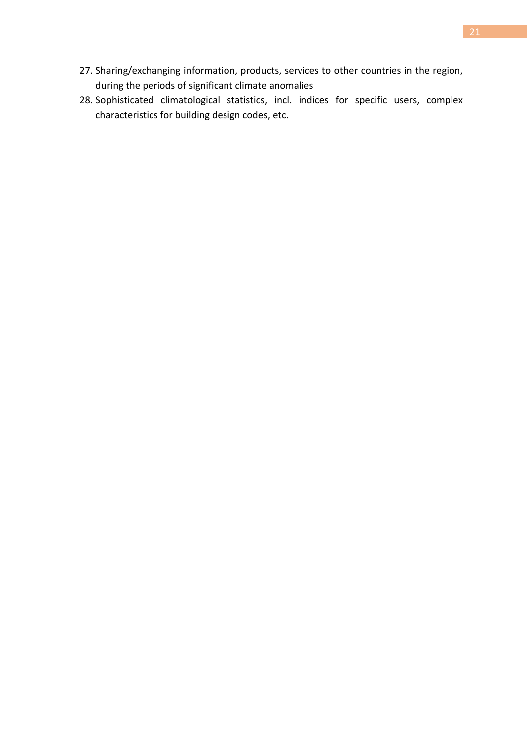27. Sharing/exchanging information, products, services to other countries in the region, during the periods of significant climate anomalies
28. Sophisticated climatological statistics, incl. indices for specific users, complex characteristics for building design codes, etc.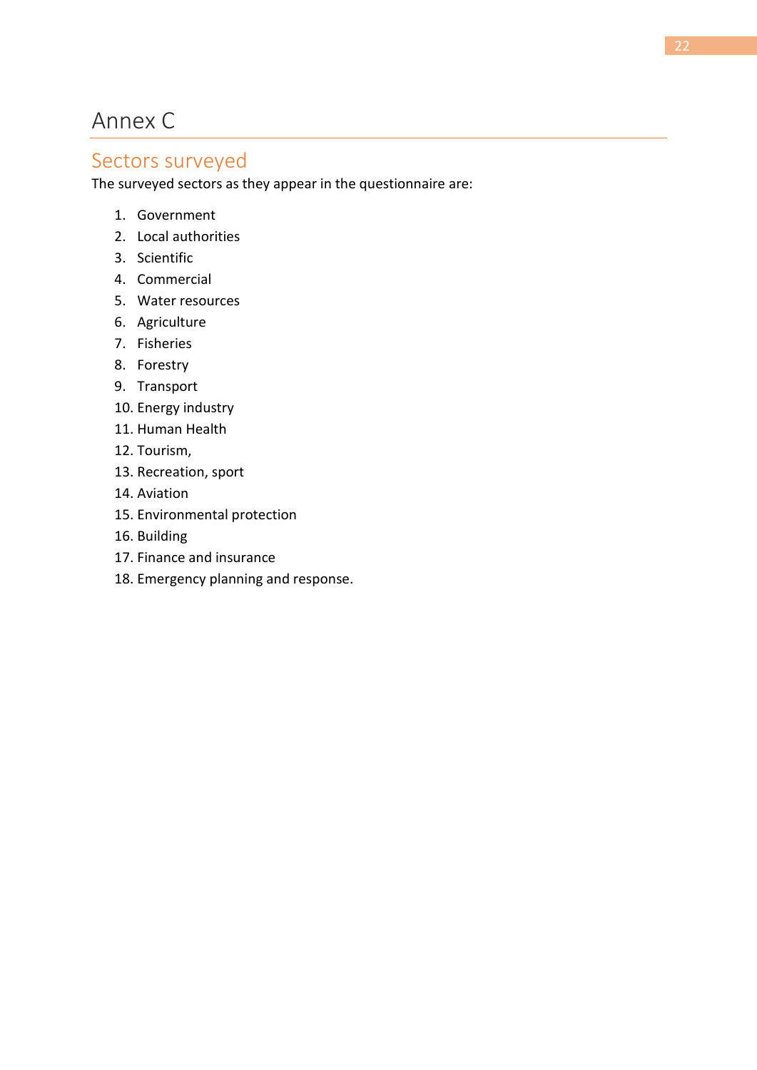# Annex C

## Sectors surveyed

The surveyed sectors as they appear in the questionnaire are:

1. Government
2. Local authorities
3. Scientific
4. Commercial
5. Water resources
6. Agriculture
7. Fisheries
8. Forestry
9. Transport
10. Energy industry
11. Human Health
12. Tourism,
13. Recreation, sport
14. Aviation
15. Environmental protection
16. Building
17. Finance and insurance
18. Emergency planning and response.